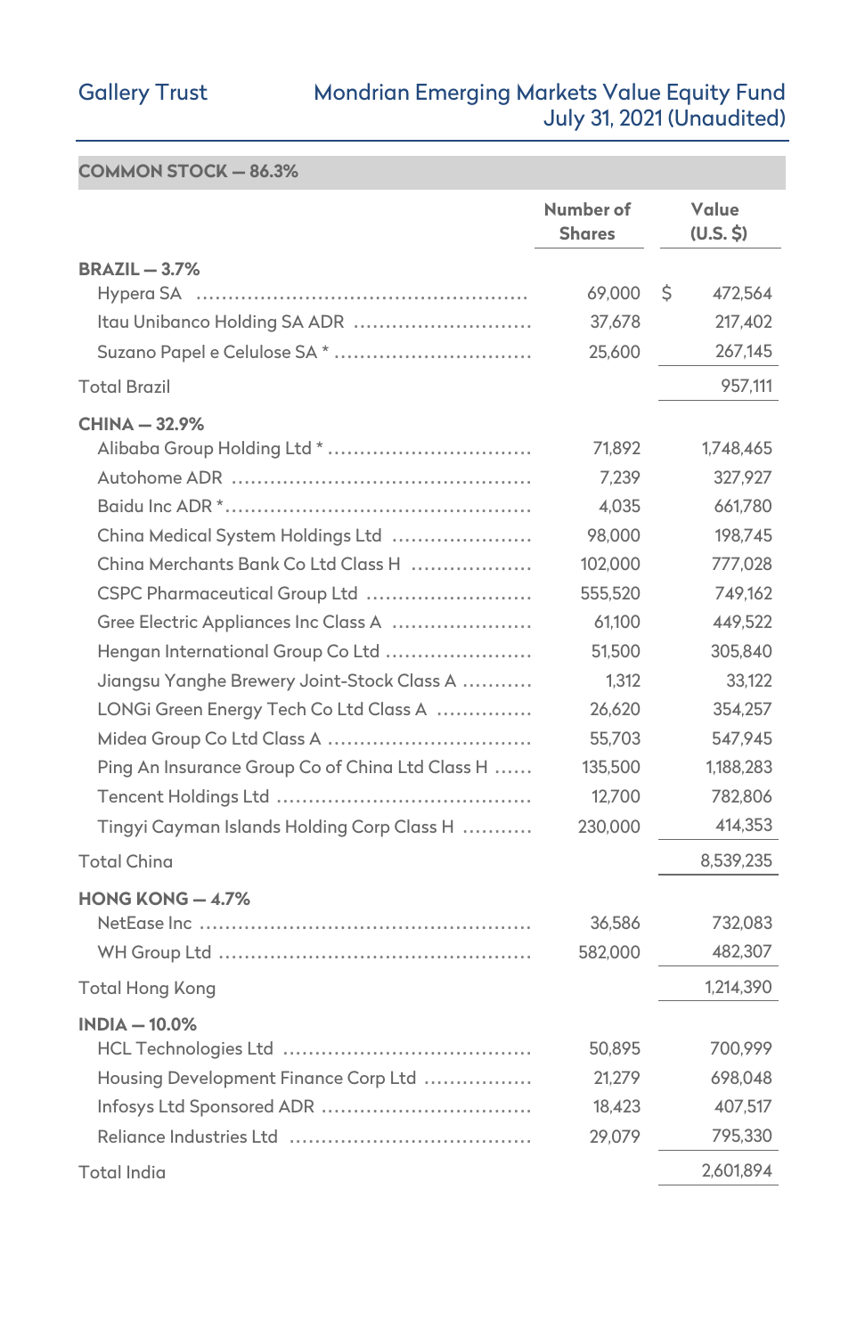Gallery Trust

Mondrian Emerging Markets Value Equity Fund
July 31, 2021 (Unaudited)

## COMMON STOCK — 86.3%

| | Number of Shares | Value (U.S. $) |
|---|---|---|
| **BRAZIL — 3.7%** | | |
| Hypera SA | 69,000 | $ 472,564 |
| Itau Unibanco Holding SA ADR | 37,678 | 217,402 |
| Suzano Papel e Celulose SA * | 25,600 | 267,145 |
| Total Brazil | | 957,111 |
| **CHINA — 32.9%** | | |
| Alibaba Group Holding Ltd * | 71,892 | 1,748,465 |
| Autohome ADR | 7,239 | 327,927 |
| Baidu Inc ADR * | 4,035 | 661,780 |
| China Medical System Holdings Ltd | 98,000 | 198,745 |
| China Merchants Bank Co Ltd Class H | 102,000 | 777,028 |
| CSPC Pharmaceutical Group Ltd | 555,520 | 749,162 |
| Gree Electric Appliances Inc Class A | 61,100 | 449,522 |
| Hengan International Group Co Ltd | 51,500 | 305,840 |
| Jiangsu Yanghe Brewery Joint-Stock Class A | 1,312 | 33,122 |
| LONGi Green Energy Tech Co Ltd Class A | 26,620 | 354,257 |
| Midea Group Co Ltd Class A | 55,703 | 547,945 |
| Ping An Insurance Group Co of China Ltd Class H | 135,500 | 1,188,283 |
| Tencent Holdings Ltd | 12,700 | 782,806 |
| Tingyi Cayman Islands Holding Corp Class H | 230,000 | 414,353 |
| Total China | | 8,539,235 |
| **HONG KONG — 4.7%** | | |
| NetEase Inc | 36,586 | 732,083 |
| WH Group Ltd | 582,000 | 482,307 |
| Total Hong Kong | | 1,214,390 |
| **INDIA — 10.0%** | | |
| HCL Technologies Ltd | 50,895 | 700,999 |
| Housing Development Finance Corp Ltd | 21,279 | 698,048 |
| Infosys Ltd Sponsored ADR | 18,423 | 407,517 |
| Reliance Industries Ltd | 29,079 | 795,330 |
| Total India | | 2,601,894 |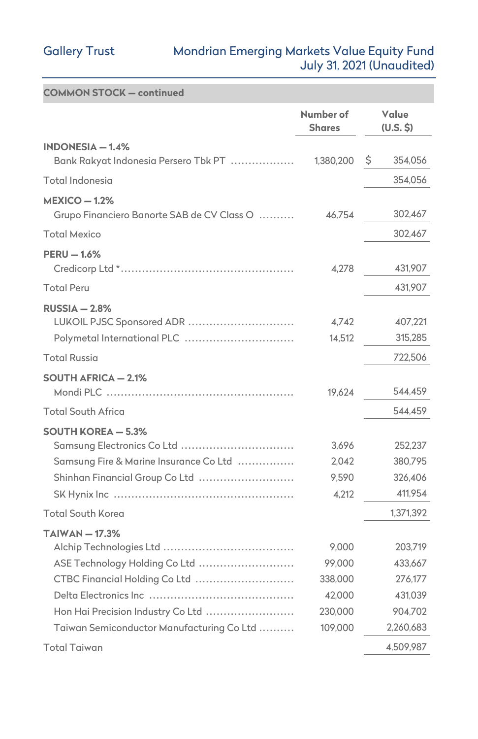**COMMON STOCK — continued**

| | Number of Shares | Value (U.S. $) |
|---|---|---|
| **INDONESIA — 1.4%** | | |
| Bank Rakyat Indonesia Persero Tbk PT | 1,380,200 | $ 354,056 |
| Total Indonesia | | 354,056 |
| **MEXICO — 1.2%** | | |
| Grupo Financiero Banorte SAB de CV Class O | 46,754 | 302,467 |
| Total Mexico | | 302,467 |
| **PERU — 1.6%** | | |
| Credicorp Ltd * | 4,278 | 431,907 |
| Total Peru | | 431,907 |
| **RUSSIA — 2.8%** | | |
| LUKOIL PJSC Sponsored ADR | 4,742 | 407,221 |
| Polymetal International PLC | 14,512 | 315,285 |
| Total Russia | | 722,506 |
| **SOUTH AFRICA — 2.1%** | | |
| Mondi PLC | 19,624 | 544,459 |
| Total South Africa | | 544,459 |
| **SOUTH KOREA — 5.3%** | | |
| Samsung Electronics Co Ltd | 3,696 | 252,237 |
| Samsung Fire & Marine Insurance Co Ltd | 2,042 | 380,795 |
| Shinhan Financial Group Co Ltd | 9,590 | 326,406 |
| SK Hynix Inc | 4,212 | 411,954 |
| Total South Korea | | 1,371,392 |
| **TAIWAN — 17.3%** | | |
| Alchip Technologies Ltd | 9,000 | 203,719 |
| ASE Technology Holding Co Ltd | 99,000 | 433,667 |
| CTBC Financial Holding Co Ltd | 338,000 | 276,177 |
| Delta Electronics Inc | 42,000 | 431,039 |
| Hon Hai Precision Industry Co Ltd | 230,000 | 904,702 |
| Taiwan Semiconductor Manufacturing Co Ltd | 109,000 | 2,260,683 |
| Total Taiwan | | 4,509,987 |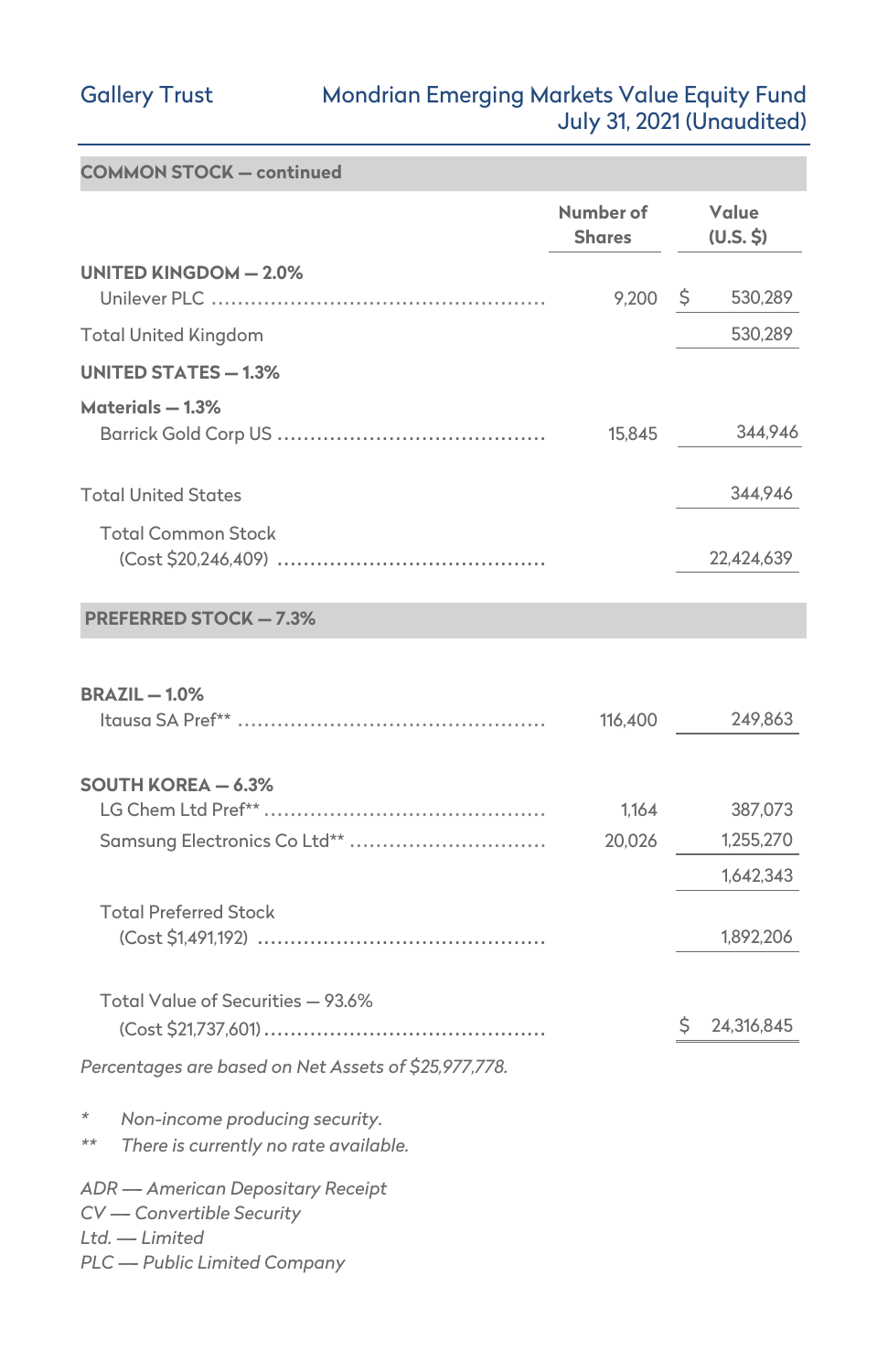**COMMON STOCK — continued**

| | Number of Shares | Value (U.S. $) |
|---|---|---|
| **UNITED KINGDOM — 2.0%** | | |
| Unilever PLC | 9,200 | $ 530,289 |
| Total United Kingdom | | 530,289 |
| **UNITED STATES — 1.3%** | | |
| **Materials — 1.3%** | | |
| Barrick Gold Corp US | 15,845 | 344,946 |
| Total United States | | 344,946 |
| Total Common Stock (Cost $20,246,409) | | 22,424,639 |

**PREFERRED STOCK — 7.3%**

| | Number of Shares | Value (U.S. $) |
|---|---|---|
| **BRAZIL — 1.0%** | | |
| Itausa SA Pref** | 116,400 | 249,863 |
| **SOUTH KOREA — 6.3%** | | |
| LG Chem Ltd Pref** | 1,164 | 387,073 |
| Samsung Electronics Co Ltd** | 20,026 | 1,255,270 |
| | | 1,642,343 |
| Total Preferred Stock (Cost $1,491,192) | | 1,892,206 |
| Total Value of Securities — 93.6% (Cost $21,737,601) | | $ 24,316,845 |

*Percentages are based on Net Assets of $25,977,778.*

\* Non-income producing security.

\*\* There is currently no rate available.

*ADR — American Depositary Receipt*
*CV — Convertible Security*
*Ltd. — Limited*
*PLC — Public Limited Company*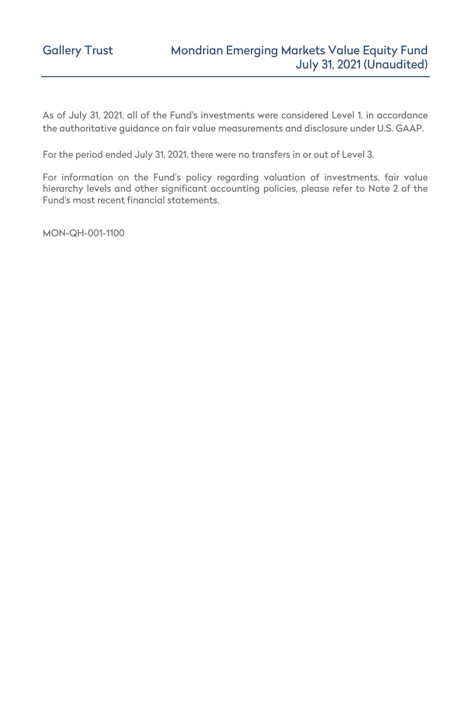As of July 31, 2021, all of the Fund's investments were considered Level 1, in accordance the authoritative guidance on fair value measurements and disclosure under U.S. GAAP.

For the period ended July 31, 2021, there were no transfers in or out of Level 3.

For information on the Fund's policy regarding valuation of investments, fair value hierarchy levels and other significant accounting policies, please refer to Note 2 of the Fund's most recent financial statements.

MON-QH-001-1100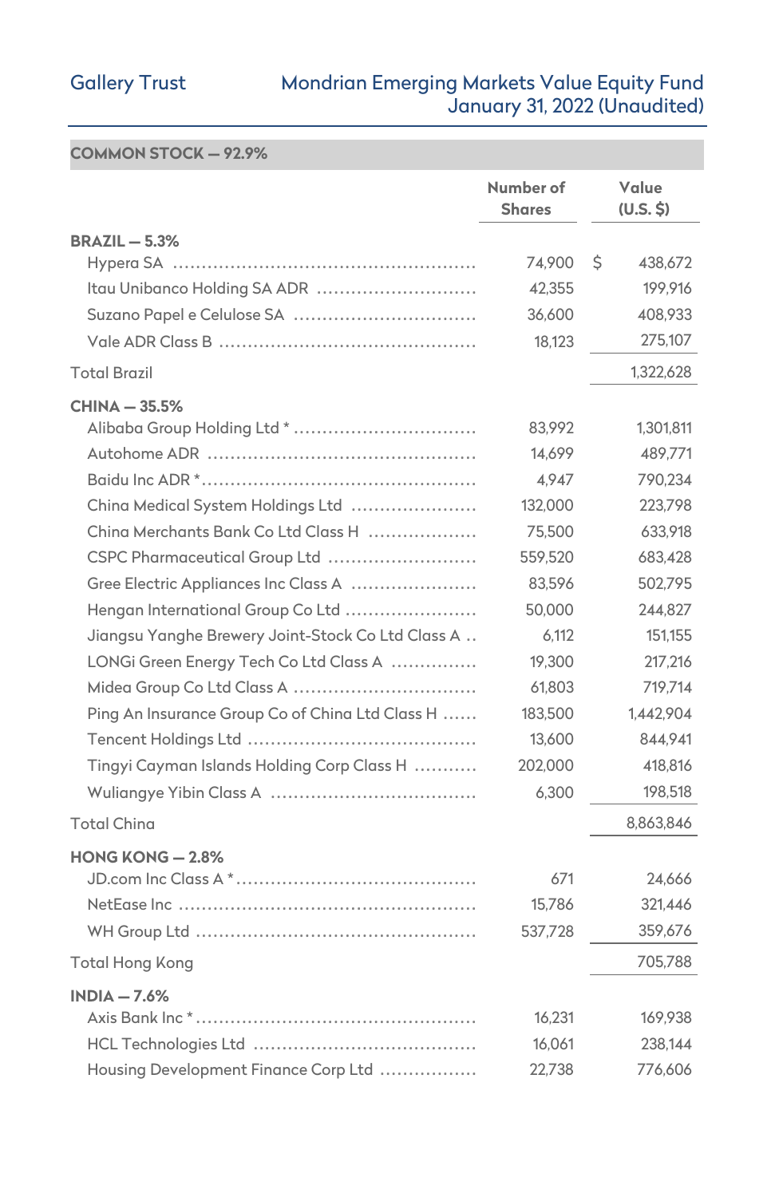## COMMON STOCK — 92.9%

| | Number of Shares | Value (U.S. $) |
|---|---|---|
| **BRAZIL — 5.3%** | | |
| Hypera SA | 74,900 | $ 438,672 |
| Itau Unibanco Holding SA ADR | 42,355 | 199,916 |
| Suzano Papel e Celulose SA | 36,600 | 408,933 |
| Vale ADR Class B | 18,123 | 275,107 |
| Total Brazil | | 1,322,628 |
| **CHINA — 35.5%** | | |
| Alibaba Group Holding Ltd * | 83,992 | 1,301,811 |
| Autohome ADR | 14,699 | 489,771 |
| Baidu Inc ADR * | 4,947 | 790,234 |
| China Medical System Holdings Ltd | 132,000 | 223,798 |
| China Merchants Bank Co Ltd Class H | 75,500 | 633,918 |
| CSPC Pharmaceutical Group Ltd | 559,520 | 683,428 |
| Gree Electric Appliances Inc Class A | 83,596 | 502,795 |
| Hengan International Group Co Ltd | 50,000 | 244,827 |
| Jiangsu Yanghe Brewery Joint-Stock Co Ltd Class A | 6,112 | 151,155 |
| LONGi Green Energy Tech Co Ltd Class A | 19,300 | 217,216 |
| Midea Group Co Ltd Class A | 61,803 | 719,714 |
| Ping An Insurance Group Co of China Ltd Class H | 183,500 | 1,442,904 |
| Tencent Holdings Ltd | 13,600 | 844,941 |
| Tingyi Cayman Islands Holding Corp Class H | 202,000 | 418,816 |
| Wuliangye Yibin Class A | 6,300 | 198,518 |
| Total China | | 8,863,846 |
| **HONG KONG — 2.8%** | | |
| JD.com Inc Class A * | 671 | 24,666 |
| NetEase Inc | 15,786 | 321,446 |
| WH Group Ltd | 537,728 | 359,676 |
| Total Hong Kong | | 705,788 |
| **INDIA — 7.6%** | | |
| Axis Bank Inc * | 16,231 | 169,938 |
| HCL Technologies Ltd | 16,061 | 238,144 |
| Housing Development Finance Corp Ltd | 22,738 | 776,606 |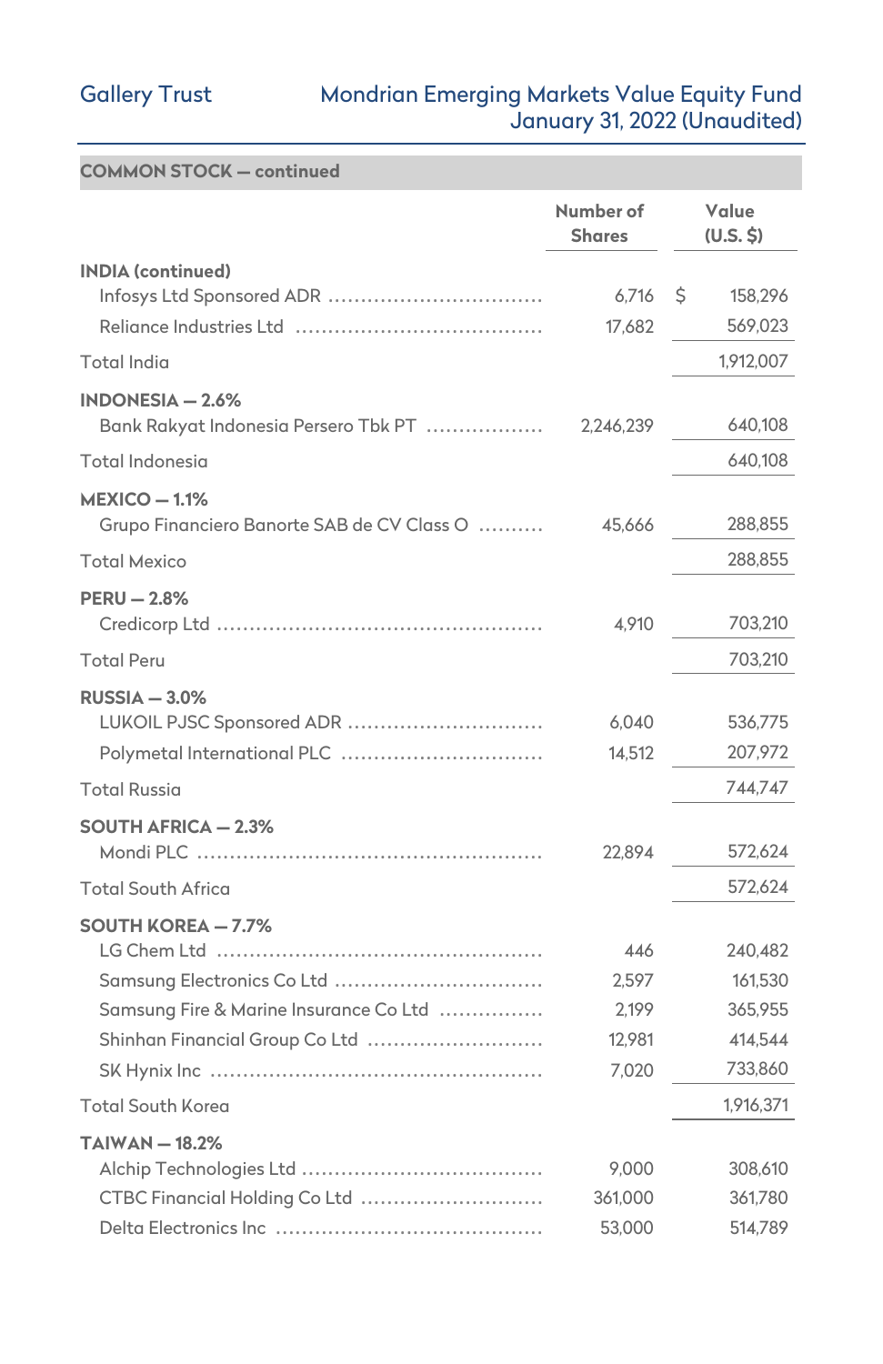Gallery Trust — Mondrian Emerging Markets Value Equity Fund
January 31, 2022 (Unaudited)

**COMMON STOCK — continued**

| | Number of Shares | Value (U.S. $) |
|---|---|---|
| **INDIA (continued)** | | |
| Infosys Ltd Sponsored ADR | 6,716 | $ 158,296 |
| Reliance Industries Ltd | 17,682 | 569,023 |
| Total India | | 1,912,007 |
| **INDONESIA — 2.6%** | | |
| Bank Rakyat Indonesia Persero Tbk PT | 2,246,239 | 640,108 |
| Total Indonesia | | 640,108 |
| **MEXICO — 1.1%** | | |
| Grupo Financiero Banorte SAB de CV Class O | 45,666 | 288,855 |
| Total Mexico | | 288,855 |
| **PERU — 2.8%** | | |
| Credicorp Ltd | 4,910 | 703,210 |
| Total Peru | | 703,210 |
| **RUSSIA — 3.0%** | | |
| LUKOIL PJSC Sponsored ADR | 6,040 | 536,775 |
| Polymetal International PLC | 14,512 | 207,972 |
| Total Russia | | 744,747 |
| **SOUTH AFRICA — 2.3%** | | |
| Mondi PLC | 22,894 | 572,624 |
| Total South Africa | | 572,624 |
| **SOUTH KOREA — 7.7%** | | |
| LG Chem Ltd | 446 | 240,482 |
| Samsung Electronics Co Ltd | 2,597 | 161,530 |
| Samsung Fire & Marine Insurance Co Ltd | 2,199 | 365,955 |
| Shinhan Financial Group Co Ltd | 12,981 | 414,544 |
| SK Hynix Inc | 7,020 | 733,860 |
| Total South Korea | | 1,916,371 |
| **TAIWAN — 18.2%** | | |
| Alchip Technologies Ltd | 9,000 | 308,610 |
| CTBC Financial Holding Co Ltd | 361,000 | 361,780 |
| Delta Electronics Inc | 53,000 | 514,789 |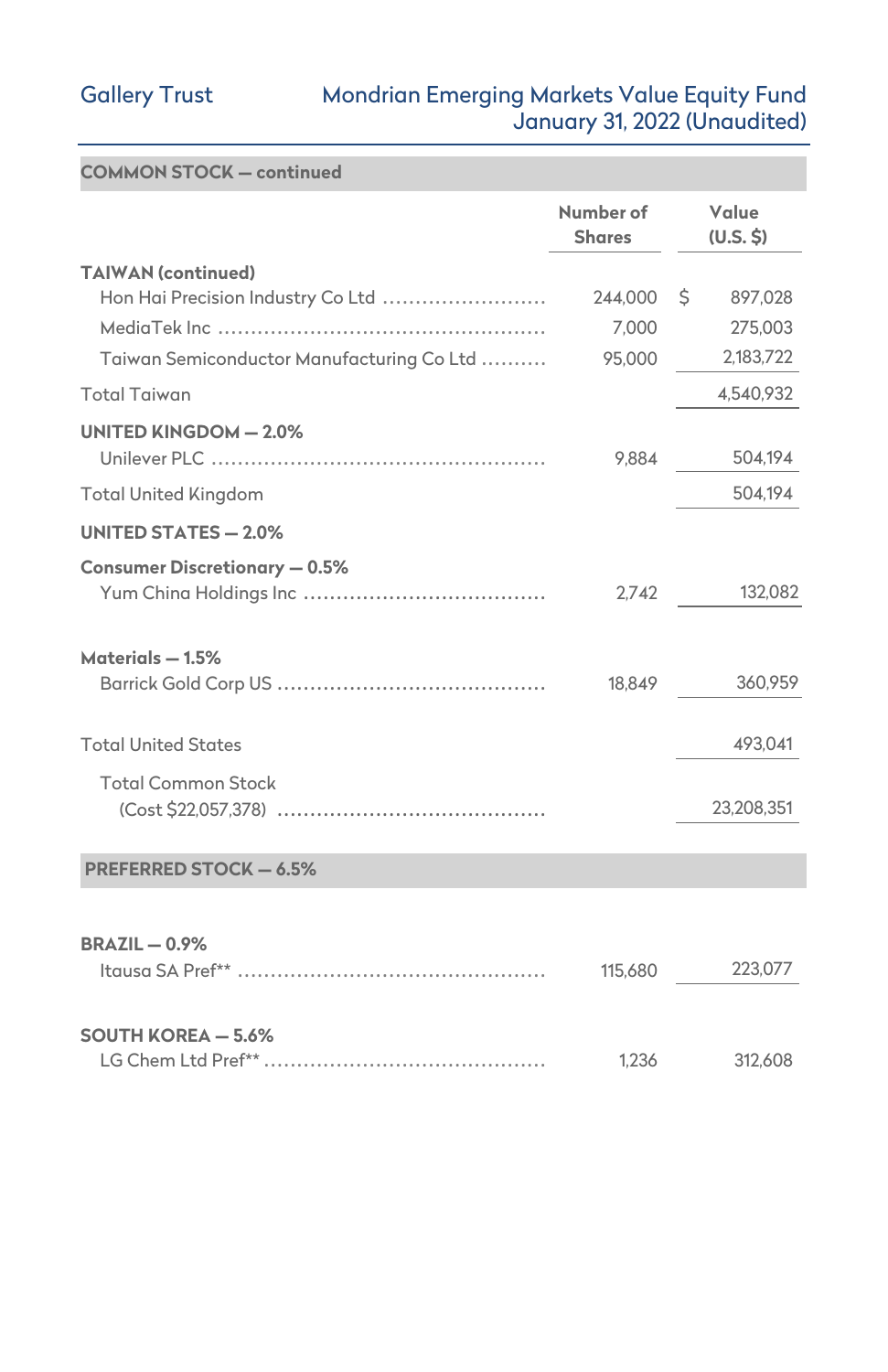| COMMON STOCK — continued | Number of Shares | Value (U.S. $) |
|---|---|---|
| **TAIWAN (continued)** | | |
| Hon Hai Precision Industry Co Ltd | 244,000 | $ 897,028 |
| MediaTek Inc | 7,000 | 275,003 |
| Taiwan Semiconductor Manufacturing Co Ltd | 95,000 | 2,183,722 |
| Total Taiwan | | 4,540,932 |
| **UNITED KINGDOM — 2.0%** | | |
| Unilever PLC | 9,884 | 504,194 |
| Total United Kingdom | | 504,194 |
| **UNITED STATES — 2.0%** | | |
| **Consumer Discretionary — 0.5%** | | |
| Yum China Holdings Inc | 2,742 | 132,082 |
| **Materials — 1.5%** | | |
| Barrick Gold Corp US | 18,849 | 360,959 |
| Total United States | | 493,041 |
| Total Common Stock (Cost $22,057,378) | | 23,208,351 |
| **PREFERRED STOCK — 6.5%** | | |
| **BRAZIL — 0.9%** | | |
| Itausa SA Pref** | 115,680 | 223,077 |
| **SOUTH KOREA — 5.6%** | | |
| LG Chem Ltd Pref** | 1,236 | 312,608 |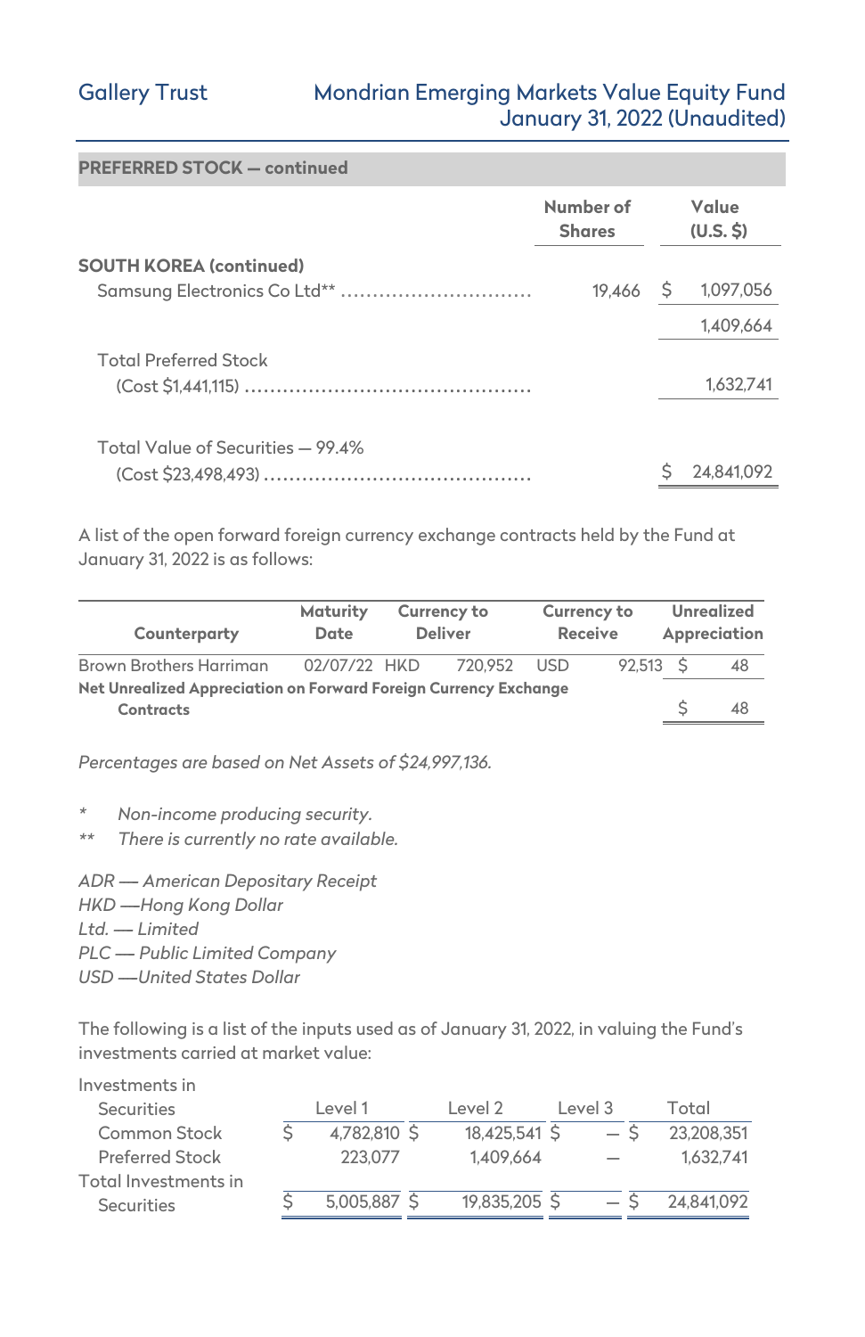## PREFERRED STOCK — continued

| | Number of Shares | Value (U.S. $) |
|---|---|---|
| **SOUTH KOREA (continued)** | | |
| Samsung Electronics Co Ltd** | 19,466 | $ 1,097,056 |
| | | 1,409,664 |
| Total Preferred Stock (Cost $1,441,115) | | 1,632,741 |
| Total Value of Securities — 99.4% (Cost $23,498,493) | | $ 24,841,092 |

A list of the open forward foreign currency exchange contracts held by the Fund at January 31, 2022 is as follows:

| Counterparty | Maturity Date | Currency to Deliver | | Currency to Receive | | Unrealized Appreciation |
|---|---|---|---|---|---|---|
| Brown Brothers Harriman | 02/07/22 | HKD | 720,952 | USD | 92,513 | $ 48 |
| **Net Unrealized Appreciation on Forward Foreign Currency Exchange Contracts** | | | | | | $ 48 |

*Percentages are based on Net Assets of $24,997,136.*

\* *Non-income producing security.*

\*\* *There is currently no rate available.*

*ADR — American Depositary Receipt*
*HKD —Hong Kong Dollar*
*Ltd. — Limited*
*PLC — Public Limited Company*
*USD —United States Dollar*

The following is a list of the inputs used as of January 31, 2022, in valuing the Fund's investments carried at market value:

| Investments in Securities | Level 1 | Level 2 | Level 3 | Total |
|---|---|---|---|---|
| Common Stock | $ 4,782,810 | $ 18,425,541 | $ — | $ 23,208,351 |
| Preferred Stock | 223,077 | 1,409,664 | — | 1,632,741 |
| Total Investments in Securities | $ 5,005,887 | $ 19,835,205 | $ — | $ 24,841,092 |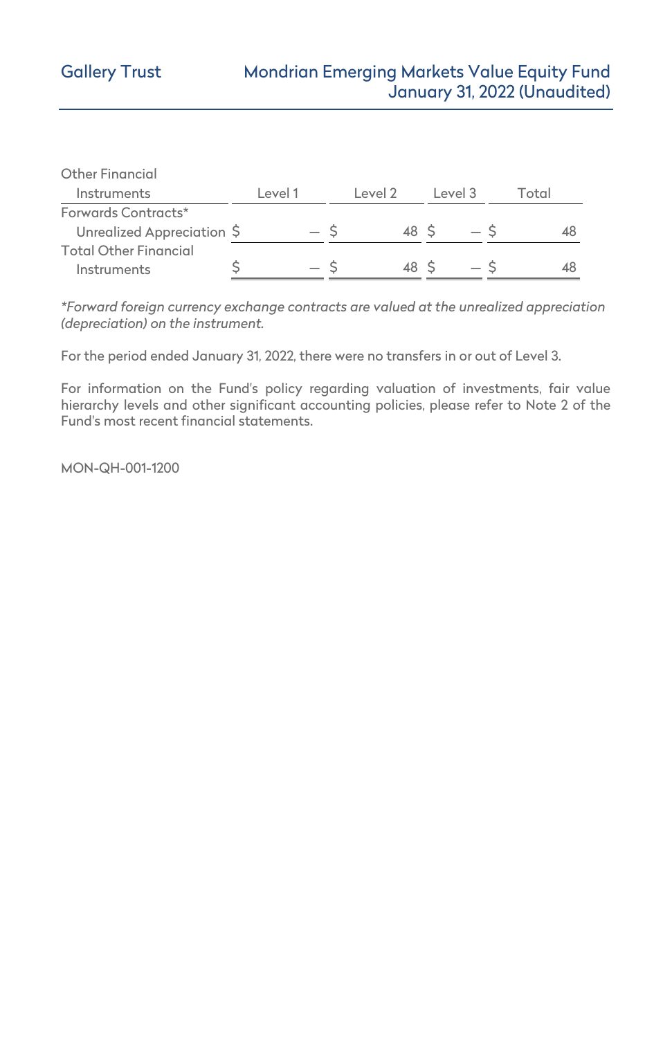| Other Financial Instruments | Level 1 | Level 2 | Level 3 | Total |
|---|---|---|---|---|
| Forwards Contracts* | | | | |
| Unrealized Appreciation | $ — | $ 48 | $ — | $ 48 |
| Total Other Financial Instruments | $ — | $ 48 | $ — | $ 48 |

*Forward foreign currency exchange contracts are valued at the unrealized appreciation (depreciation) on the instrument.*

For the period ended January 31, 2022, there were no transfers in or out of Level 3.

For information on the Fund's policy regarding valuation of investments, fair value hierarchy levels and other significant accounting policies, please refer to Note 2 of the Fund's most recent financial statements.

MON-QH-001-1200